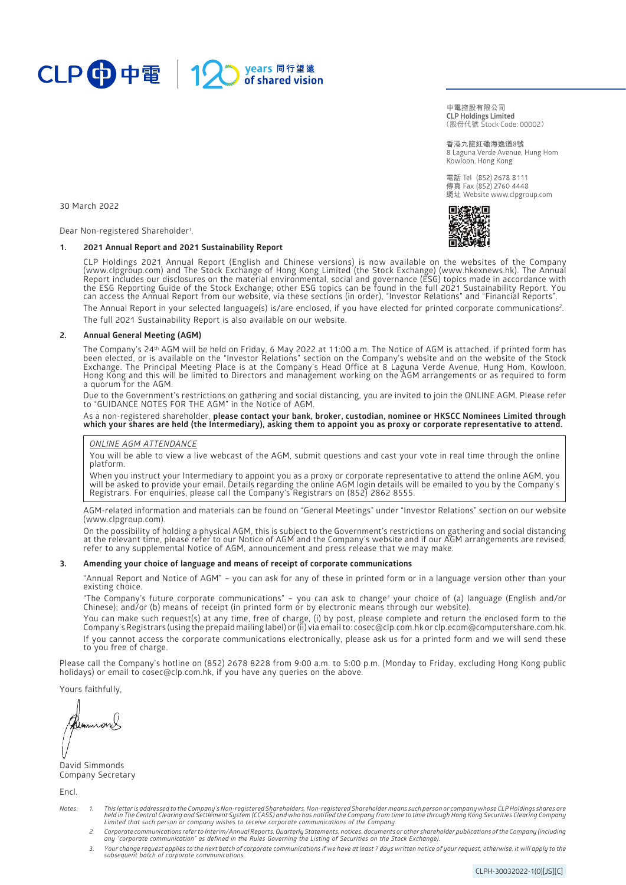CLP 中電 | 120 years 同行望遠 of shared vision

中電控股有限公司
**CLP Holdings Limited**
（股份代號 Stock Code: 00002）

香港九龍紅磡海逸道8號
8 Laguna Verde Avenue, Hung Hom
Kowloon, Hong Kong

電話 Tel (852) 2678 8111
傳真 Fax (852) 2760 4448
網址 Website www.clpgroup.com

30 March 2022

Dear Non-registered Shareholder[1],

**1. 2021 Annual Report and 2021 Sustainability Report**

CLP Holdings 2021 Annual Report (English and Chinese versions) is now available on the websites of the Company (www.clpgroup.com) and The Stock Exchange of Hong Kong Limited (the Stock Exchange) (www.hkexnews.hk). The Annual Report includes our disclosures on the material environmental, social and governance (ESG) topics made in accordance with the ESG Reporting Guide of the Stock Exchange; other ESG topics can be found in the full 2021 Sustainability Report. You can access the Annual Report from our website, via these sections (in order), "Investor Relations" and "Financial Reports".

The Annual Report in your selected language(s) is/are enclosed, if you have elected for printed corporate communications[2].

The full 2021 Sustainability Report is also available on our website.

**2. Annual General Meeting (AGM)**

The Company's 24th AGM will be held on Friday, 6 May 2022 at 11:00 a.m. The Notice of AGM is attached, if printed form has been elected, or is available on the "Investor Relations" section on the Company's website and on the website of the Stock Exchange. The Principal Meeting Place is at the Company's Head Office at 8 Laguna Verde Avenue, Hung Hom, Kowloon, Hong Kong and this will be limited to Directors and management working on the AGM arrangements or as required to form a quorum for the AGM.

Due to the Government's restrictions on gathering and social distancing, you are invited to join the ONLINE AGM. Please refer to "GUIDANCE NOTES FOR THE AGM" in the Notice of AGM.

As a non-registered shareholder, **please contact your bank, broker, custodian, nominee or HKSCC Nominees Limited through which your shares are held (the Intermediary), asking them to appoint you as proxy or corporate representative to attend.**

*ONLINE AGM ATTENDANCE*

You will be able to view a live webcast of the AGM, submit questions and cast your vote in real time through the online platform.

When you instruct your Intermediary to appoint you as a proxy or corporate representative to attend the online AGM, you will be asked to provide your email. Details regarding the online AGM login details will be emailed to you by the Company's Registrars. For enquiries, please call the Company's Registrars on (852) 2862 8555.

AGM-related information and materials can be found on "General Meetings" under "Investor Relations" section on our website (www.clpgroup.com).

On the possibility of holding a physical AGM, this is subject to the Government's restrictions on gathering and social distancing at the relevant time, please refer to our Notice of AGM and the Company's website and if our AGM arrangements are revised, refer to any supplemental Notice of AGM, announcement and press release that we may make.

**3. Amending your choice of language and means of receipt of corporate communications**

"Annual Report and Notice of AGM" – you can ask for any of these in printed form or in a language version other than your existing choice.

"The Company's future corporate communications" – you can ask to change[3] your choice of (a) language (English and/or Chinese); and/or (b) means of receipt (in printed form or by electronic means through our website).

You can make such request(s) at any time, free of charge, (i) by post, please complete and return the enclosed form to the Company's Registrars (using the prepaid mailing label) or (ii) via email to: cosec@clp.com.hk or clp.ecom@computershare.com.hk.

If you cannot access the corporate communications electronically, please ask us for a printed form and we will send these to you free of charge.

Please call the Company's hotline on (852) 2678 8228 from 9:00 a.m. to 5:00 p.m. (Monday to Friday, excluding Hong Kong public holidays) or email to cosec@clp.com.hk, if you have any queries on the above.

Yours faithfully,

David Simmonds
Company Secretary

Encl.

*Notes:*

1. *This letter is addressed to the Company's Non-registered Shareholders. Non-registered Shareholder means such person or company whose CLP Holdings shares are held in The Central Clearing and Settlement System (CCASS) and who has notified the Company from time to time through Hong Kong Securities Clearing Company Limited that such person or company wishes to receive corporate communications of the Company.*
2. *Corporate communications refer to Interim/Annual Reports, Quarterly Statements, notices, documents or other shareholder publications of the Company (including any "corporate communication" as defined in the Rules Governing the Listing of Securities on the Stock Exchange).*
3. *Your change request applies to the next batch of corporate communications if we have at least 7 days written notice of your request, otherwise, it will apply to the subsequent batch of corporate communications.*

CLPH-30032022-1(0)[JS][C]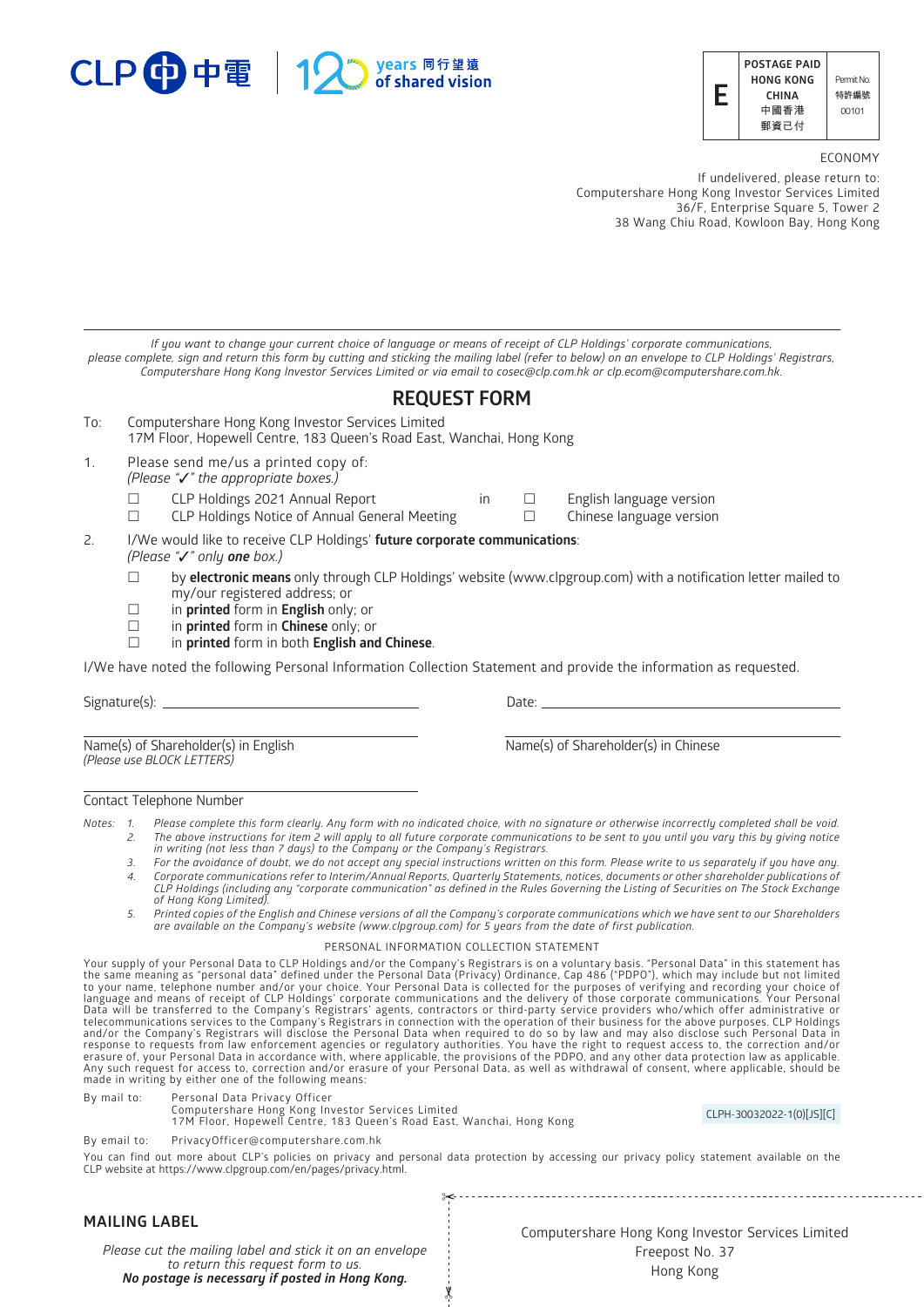CLP 中電 | 120 years 同行望遠 of shared vision

| E | POSTAGE PAID HONG KONG CHINA 中國香港 郵資已付 | Permit No. 特許編號 00101 |
|---|---|---|

ECONOMY

If undelivered, please return to:
Computershare Hong Kong Investor Services Limited
36/F, Enterprise Square 5, Tower 2
38 Wang Chiu Road, Kowloon Bay, Hong Kong

---

*If you want to change your current choice of language or means of receipt of CLP Holdings' corporate communications, please complete, sign and return this form by cutting and sticking the mailing label (refer to below) on an envelope to CLP Holdings' Registrars, Computershare Hong Kong Investor Services Limited or via email to cosec@clp.com.hk or clp.ecom@computershare.com.hk.*

# REQUEST FORM

To: Computershare Hong Kong Investor Services Limited
17M Floor, Hopewell Centre, 183 Queen's Road East, Wanchai, Hong Kong

1. Please send me/us a printed copy of:
   *(Please "✓" the appropriate boxes.)*

   ☐ CLP Holdings 2021 Annual Report
   ☐ CLP Holdings Notice of Annual General Meeting

   in

   ☐ English language version
   ☐ Chinese language version

2. I/We would like to receive CLP Holdings' **future corporate communications**:
   *(Please "✓" only **one** box.)*

   ☐ by **electronic means** only through CLP Holdings' website (www.clpgroup.com) with a notification letter mailed to my/our registered address; or
   ☐ in **printed** form in **English** only; or
   ☐ in **printed** form in **Chinese** only; or
   ☐ in **printed** form in both **English and Chinese**.

I/We have noted the following Personal Information Collection Statement and provide the information as requested.

Signature(s): ______________________ Date: ______________________

Name(s) of Shareholder(s) in English
*(Please use BLOCK LETTERS)*

Name(s) of Shareholder(s) in Chinese

Contact Telephone Number

*Notes:*
1. *Please complete this form clearly. Any form with no indicated choice, with no signature or otherwise incorrectly completed shall be void.*
2. *The above instructions for item 2 will apply to all future corporate communications to be sent to you until you vary this by giving notice in writing (not less than 7 days) to the Company or the Company's Registrars.*
3. *For the avoidance of doubt, we do not accept any special instructions written on this form. Please write to us separately if you have any.*
4. *Corporate communications refer to Interim/Annual Reports, Quarterly Statements, notices, documents or other shareholder publications of CLP Holdings (including any "corporate communication" as defined in the Rules Governing the Listing of Securities on The Stock Exchange of Hong Kong Limited).*
5. *Printed copies of the English and Chinese versions of all the Company's corporate communications which we have sent to our Shareholders are available on the Company's website (www.clpgroup.com) for 5 years from the date of first publication.*

PERSONAL INFORMATION COLLECTION STATEMENT

Your supply of your Personal Data to CLP Holdings and/or the Company's Registrars is on a voluntary basis. "Personal Data" in this statement has the same meaning as "personal data" defined under the Personal Data (Privacy) Ordinance, Cap 486 ("PDPO"), which may include but not limited to your name, telephone number and/or your choice. Your Personal Data is collected for the purposes of verifying and recording your choice of language and means of receipt of CLP Holdings' corporate communications and the delivery of those corporate communications. Your Personal Data will be transferred to the Company's Registrars' agents, contractors or third-party service providers who/which offer administrative or telecommunications services to the Company's Registrars in connection with the operation of their business for the above purposes. CLP Holdings and/or the Company's Registrars will disclose the Personal Data when required to do so by law and may also disclose such Personal Data in response to requests from law enforcement agencies or regulatory authorities. You have the right to request access to, the correction and/or erasure of, your Personal Data in accordance with, where applicable, the provisions of the PDPO, and any other data protection law as applicable. Any such request for access to, correction and/or erasure of your Personal Data, as well as withdrawal of consent, where applicable, should be made in writing by either one of the following means:

By mail to: Personal Data Privacy Officer
Computershare Hong Kong Investor Services Limited
17M Floor, Hopewell Centre, 183 Queen's Road East, Wanchai, Hong Kong

CLPH-30032022-1(0)[JS][C]

By email to: PrivacyOfficer@computershare.com.hk

You can find out more about CLP's policies on privacy and personal data protection by accessing our privacy policy statement available on the CLP website at https://www.clpgroup.com/en/pages/privacy.html.

## MAILING LABEL

*Please cut the mailing label and stick it on an envelope to return this request form to us.*
***No postage is necessary if posted in Hong Kong.***

Computershare Hong Kong Investor Services Limited
Freepost No. 37
Hong Kong